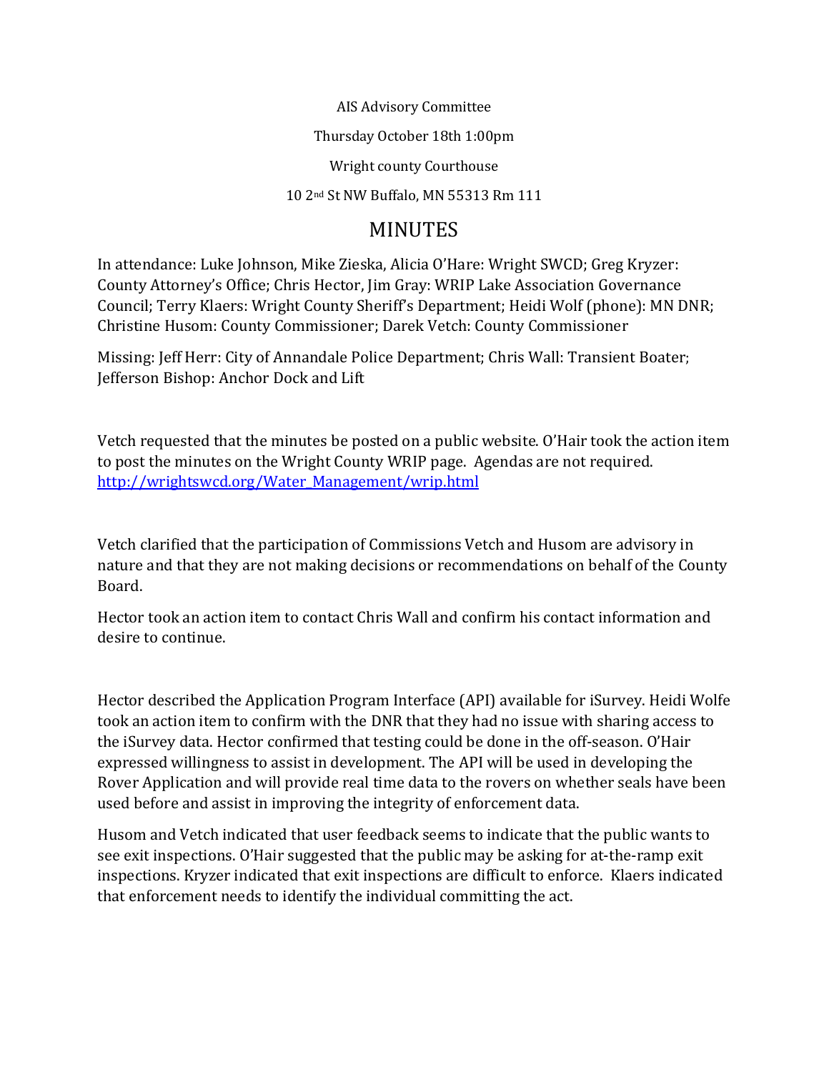AIS Advisory Committee

Thursday October 18th 1:00pm

Wright county Courthouse

10 2nd St NW Buffalo, MN 55313 Rm 111

# MINUTES

In attendance: Luke Johnson, Mike Zieska, Alicia O'Hare: Wright SWCD; Greg Kryzer: County Attorney's Office; Chris Hector, Jim Gray: WRIP Lake Association Governance Council; Terry Klaers: Wright County Sheriff's Department; Heidi Wolf (phone): MN DNR; Christine Husom: County Commissioner; Darek Vetch: County Commissioner

Missing: Jeff Herr: City of Annandale Police Department; Chris Wall: Transient Boater; Jefferson Bishop: Anchor Dock and Lift

Vetch requested that the minutes be posted on a public website. O'Hair took the action item to post the minutes on the Wright County WRIP page. Agendas are not required. http://wrightswcd.org/Water_Management/wrip.html

Vetch clarified that the participation of Commissions Vetch and Husom are advisory in nature and that they are not making decisions or recommendations on behalf of the County Board.

Hector took an action item to contact Chris Wall and confirm his contact information and desire to continue.

Hector described the Application Program Interface (API) available for iSurvey. Heidi Wolfe took an action item to confirm with the DNR that they had no issue with sharing access to the iSurvey data. Hector confirmed that testing could be done in the off-season. O'Hair expressed willingness to assist in development. The API will be used in developing the Rover Application and will provide real time data to the rovers on whether seals have been used before and assist in improving the integrity of enforcement data.

Husom and Vetch indicated that user feedback seems to indicate that the public wants to see exit inspections. O'Hair suggested that the public may be asking for at-the-ramp exit inspections. Kryzer indicated that exit inspections are difficult to enforce. Klaers indicated that enforcement needs to identify the individual committing the act.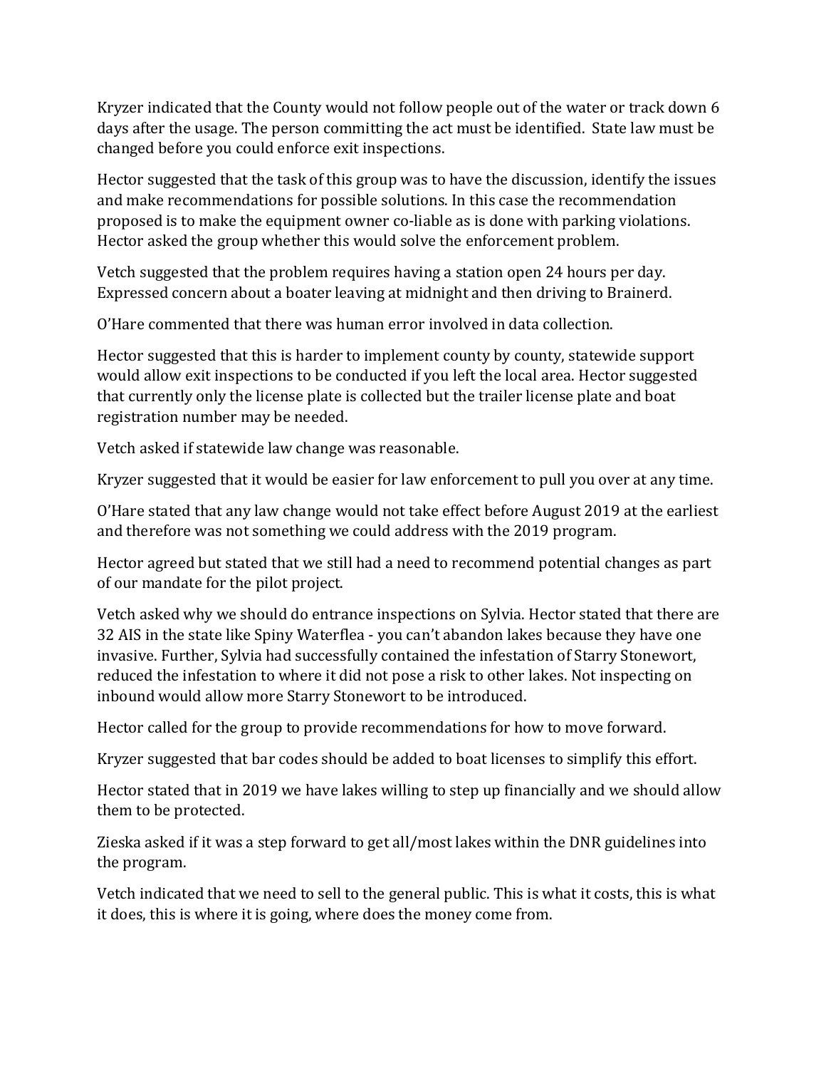Kryzer indicated that the County would not follow people out of the water or track down 6 days after the usage. The person committing the act must be identified. State law must be changed before you could enforce exit inspections.

Hector suggested that the task of this group was to have the discussion, identify the issues and make recommendations for possible solutions. In this case the recommendation proposed is to make the equipment owner co-liable as is done with parking violations. Hector asked the group whether this would solve the enforcement problem.

Vetch suggested that the problem requires having a station open 24 hours per day. Expressed concern about a boater leaving at midnight and then driving to Brainerd.

O'Hare commented that there was human error involved in data collection.

Hector suggested that this is harder to implement county by county, statewide support would allow exit inspections to be conducted if you left the local area. Hector suggested that currently only the license plate is collected but the trailer license plate and boat registration number may be needed.

Vetch asked if statewide law change was reasonable.

Kryzer suggested that it would be easier for law enforcement to pull you over at any time.

O'Hare stated that any law change would not take effect before August 2019 at the earliest and therefore was not something we could address with the 2019 program.

Hector agreed but stated that we still had a need to recommend potential changes as part of our mandate for the pilot project.

Vetch asked why we should do entrance inspections on Sylvia. Hector stated that there are 32 AIS in the state like Spiny Waterflea - you can't abandon lakes because they have one invasive. Further, Sylvia had successfully contained the infestation of Starry Stonewort, reduced the infestation to where it did not pose a risk to other lakes. Not inspecting on inbound would allow more Starry Stonewort to be introduced.

Hector called for the group to provide recommendations for how to move forward.

Kryzer suggested that bar codes should be added to boat licenses to simplify this effort.

Hector stated that in 2019 we have lakes willing to step up financially and we should allow them to be protected.

Zieska asked if it was a step forward to get all/most lakes within the DNR guidelines into the program.

Vetch indicated that we need to sell to the general public. This is what it costs, this is what it does, this is where it is going, where does the money come from.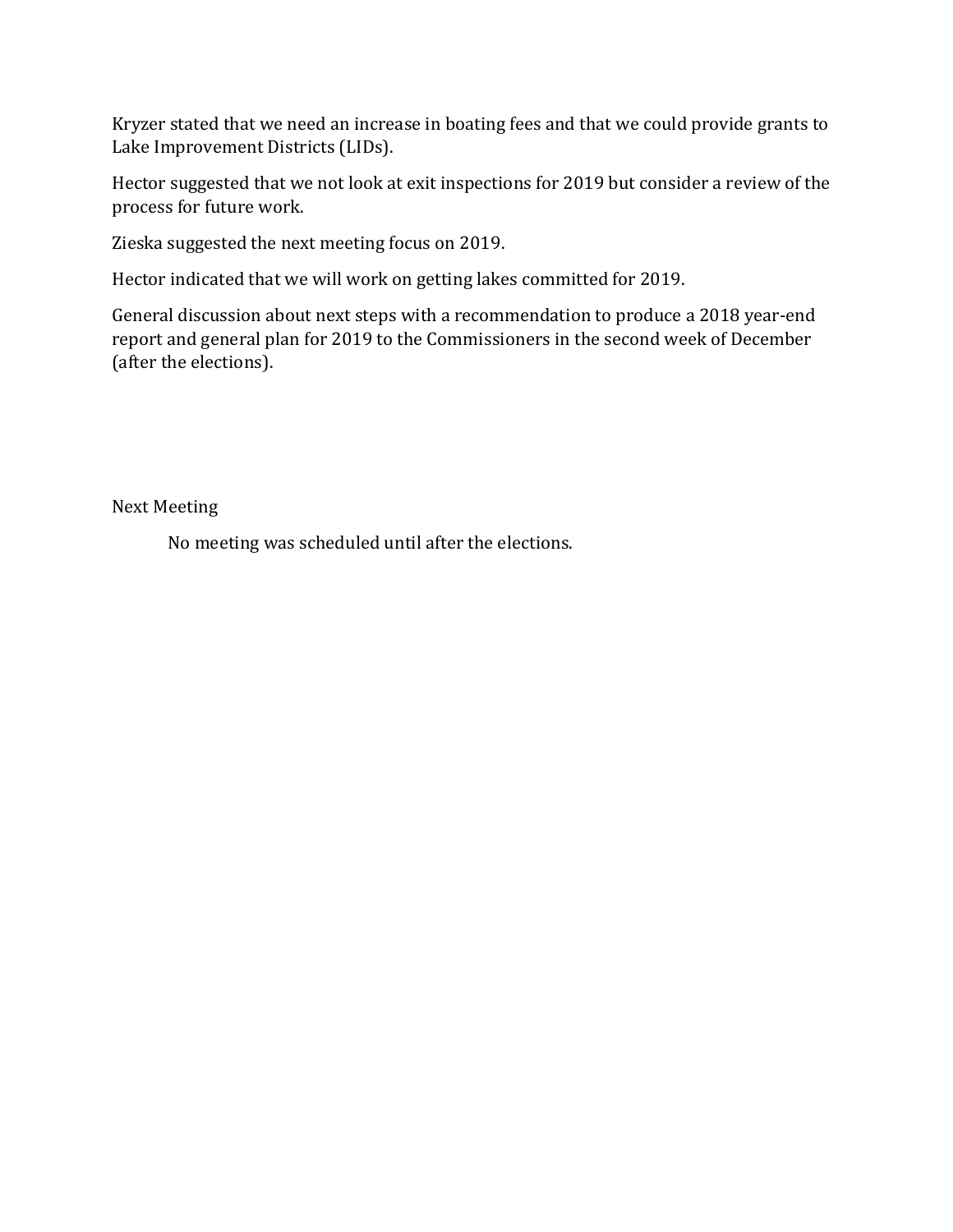Kryzer stated that we need an increase in boating fees and that we could provide grants to Lake Improvement Districts (LIDs).

Hector suggested that we not look at exit inspections for 2019 but consider a review of the process for future work.

Zieska suggested the next meeting focus on 2019.

Hector indicated that we will work on getting lakes committed for 2019.

General discussion about next steps with a recommendation to produce a 2018 year-end report and general plan for 2019 to the Commissioners in the second week of December (after the elections).

Next Meeting

No meeting was scheduled until after the elections.